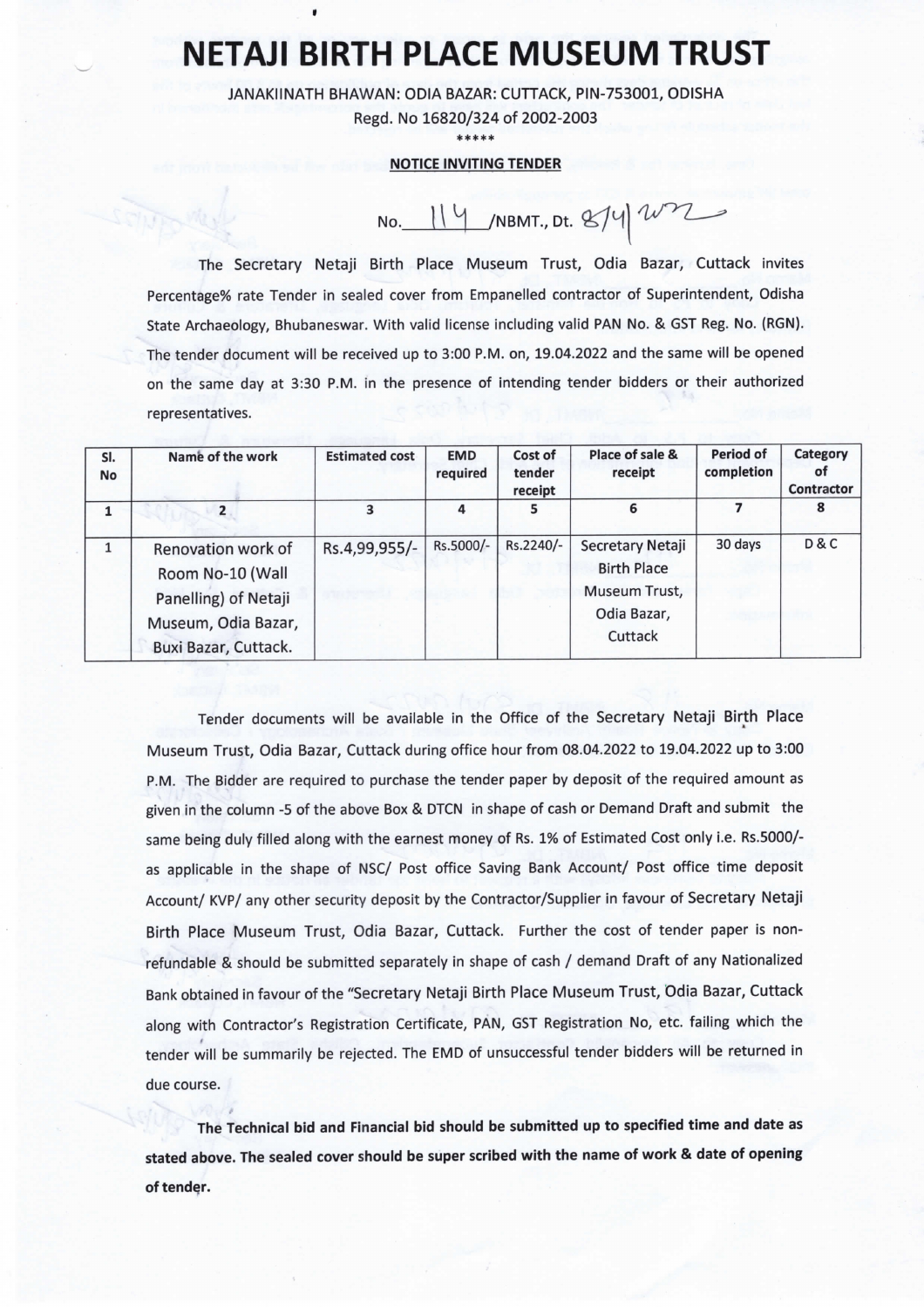# NETAJI BIRTH PLACE MUSEUM TRUST

JANAKIINATH BHAWAN: ODIA BAZAR: CUTTACK, PIN-753001, ODISHA

Regd. No 16820/324 of 2002-2003

\*\*\*\*\*

**NOTICE INVITING TENDER**

No. 114 /NBMT., Dt. 8/4/2022

The Secretary Netaji Birth Place Museum Trust, Odia Bazar, Cuttack invites Percentage% rate Tender in sealed cover from Empanelled contractor of Superintendent, Odisha State Archaeology, Bhubaneswar. With valid license including valid PAN No. & GST Reg. No. (RGN). The tender document will be received up to 3:00 P.M. on, 19.04.2022 and the same will be opened on the same day at 3:30 P.M. in the presence of intending tender bidders or their authorized representatives.

| Sl. No | Name of the work | Estimated cost | EMD required | Cost of tender receipt | Place of sale & receipt | Period of completion | Category of Contractor |
|---|---|---|---|---|---|---|---|
| 1 | 2 | 3 | 4 | 5 | 6 | 7 | 8 |
| 1 | Renovation work of Room No-10 (Wall Panelling) of Netaji Museum, Odia Bazar, Buxi Bazar, Cuttack. | Rs.4,99,955/- | Rs.5000/- | Rs.2240/- | Secretary Netaji Birth Place Museum Trust, Odia Bazar, Cuttack | 30 days | D & C |

Tender documents will be available in the Office of the Secretary Netaji Birth Place Museum Trust, Odia Bazar, Cuttack during office hour from 08.04.2022 to 19.04.2022 up to 3:00 P.M. The Bidder are required to purchase the tender paper by deposit of the required amount as given in the column -5 of the above Box & DTCN in shape of cash or Demand Draft and submit the same being duly filled along with the earnest money of Rs. 1% of Estimated Cost only i.e. Rs.5000/- as applicable in the shape of NSC/ Post office Saving Bank Account/ Post office time deposit Account/ KVP/ any other security deposit by the Contractor/Supplier in favour of Secretary Netaji Birth Place Museum Trust, Odia Bazar, Cuttack. Further the cost of tender paper is non-refundable & should be submitted separately in shape of cash / demand Draft of any Nationalized Bank obtained in favour of the "Secretary Netaji Birth Place Museum Trust, Odia Bazar, Cuttack along with Contractor's Registration Certificate, PAN, GST Registration No, etc. failing which the tender will be summarily be rejected. The EMD of unsuccessful tender bidders will be returned in due course.

**The Technical bid and Financial bid should be submitted up to specified time and date as stated above. The sealed cover should be super scribed with the name of work & date of opening of tender.**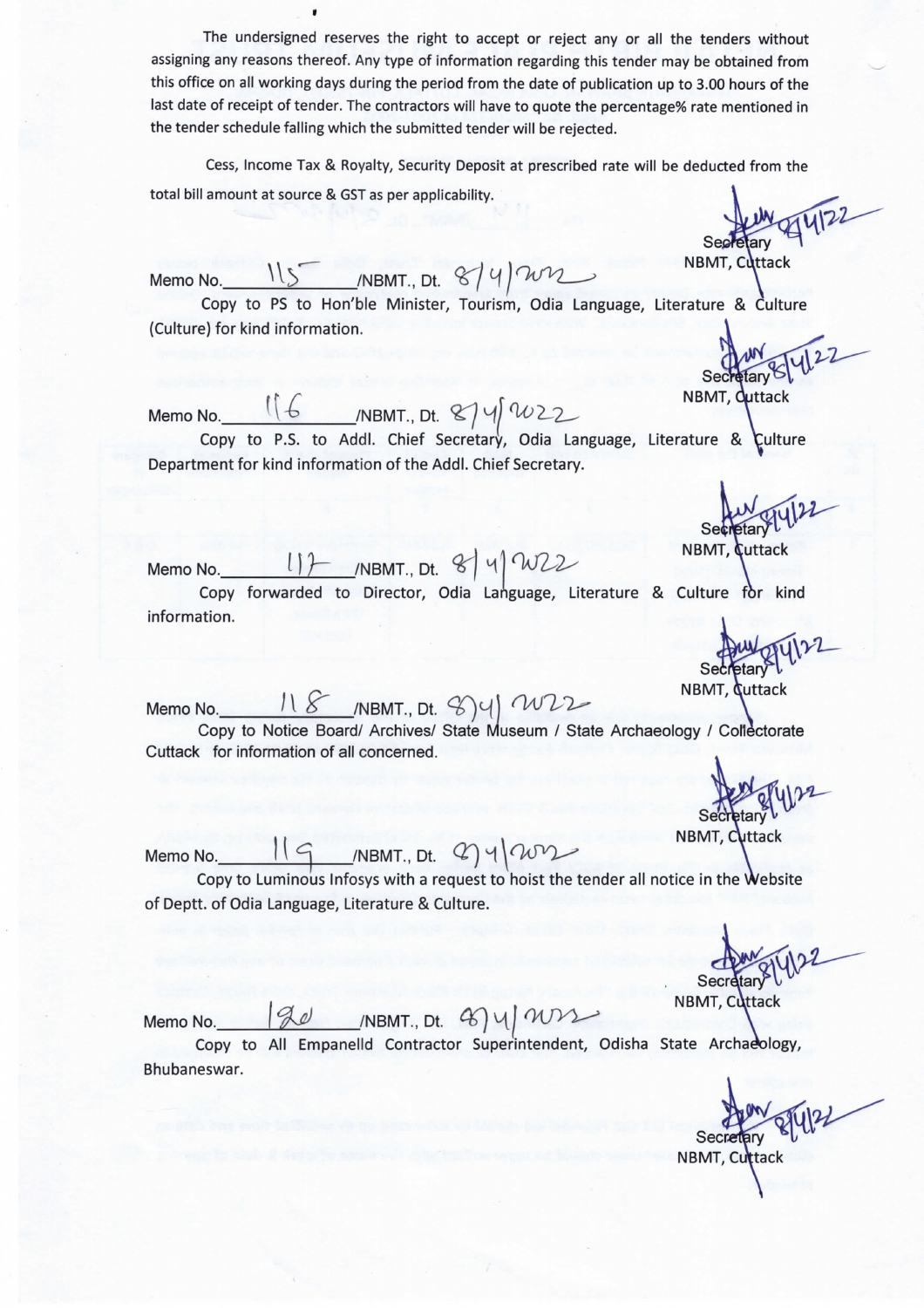The undersigned reserves the right to accept or reject any or all the tenders without assigning any reasons thereof. Any type of information regarding this tender may be obtained from this office on all working days during the period from the date of publication up to 3.00 hours of the last date of receipt of tender. The contractors will have to quote the percentage% rate mentioned in the tender schedule falling which the submitted tender will be rejected.

Cess, Income Tax & Royalty, Security Deposit at prescribed rate will be deducted from the total bill amount at source & GST as per applicability.

Secretary
NBMT, Cuttack

Memo No. 115 /NBMT., Dt. 8/4/2022

Copy to PS to Hon'ble Minister, Tourism, Odia Language, Literature & Culture (Culture) for kind information.

Secretary
NBMT, Cuttack

Memo No. 116 /NBMT., Dt. 8/4/2022

Copy to P.S. to Addl. Chief Secretary, Odia Language, Literature & Culture Department for kind information of the Addl. Chief Secretary.

Secretary
NBMT, Cuttack

Memo No. 117 /NBMT., Dt. 8/4/2022

Copy forwarded to Director, Odia Language, Literature & Culture for kind information.

Secretary
NBMT, Cuttack

Memo No. 118 /NBMT., Dt. 8/4/2022

Copy to Notice Board/ Archives/ State Museum / State Archaeology / Collectorate Cuttack for information of all concerned.

Secretary
NBMT, Cuttack

Memo No. 119 /NBMT., Dt. 8/4/2022

Copy to Luminous Infosys with a request to hoist the tender all notice in the Website of Deptt. of Odia Language, Literature & Culture.

Secretary
NBMT, Cuttack

Memo No. 120 /NBMT., Dt. 8/4/2022

Copy to All Empanelld Contractor Superintendent, Odisha State Archaeology, Bhubaneswar.

Secretary
NBMT, Cuttack